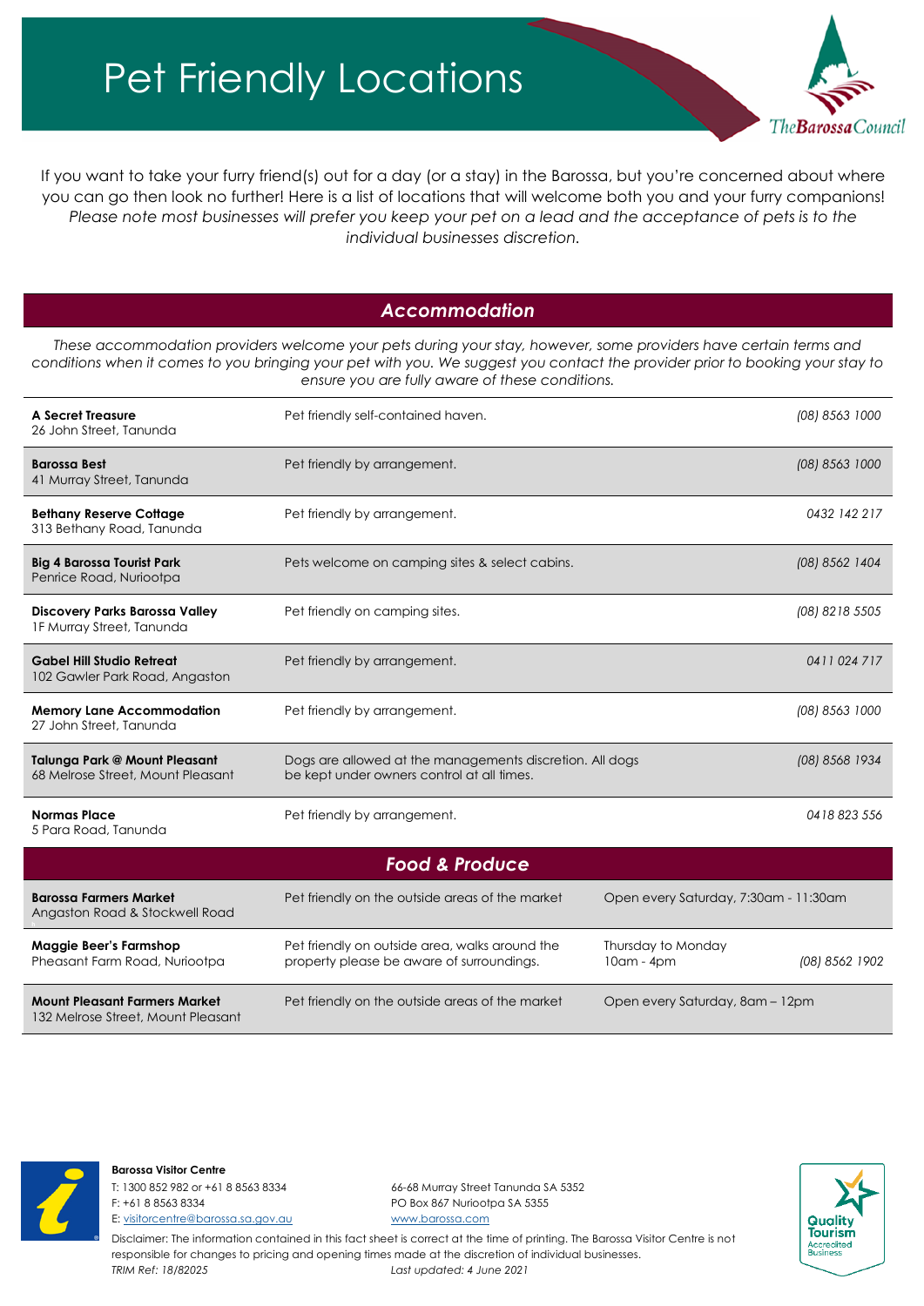# Pet Friendly Locations

The Barossa Council

If you want to take your furry friend(s) out for a day (or a stay) in the Barossa, but you're concerned about where you can go then look no further! Here is a list of locations that will welcome both you and your furry companions! *Please note most businesses will prefer you keep your pet on a lead and the acceptance of pets is to the individual businesses discretion.*

## *Accommodation*

*These accommodation providers welcome your pets during your stay, however, some providers have certain terms and conditions when it comes to you bringing your pet with you. We suggest you contact the provider prior to booking your stay to ensure you are fully aware of these conditions.*

| Name | Details | Phone |
|---|---|---|
| **A Secret Treasure**<br>26 John Street, Tanunda | Pet friendly self-contained haven. | *(08) 8563 1000* |
| **Barossa Best**<br>41 Murray Street, Tanunda | Pet friendly by arrangement. | *(08) 8563 1000* |
| **Bethany Reserve Cottage**<br>313 Bethany Road, Tanunda | Pet friendly by arrangement. | *0432 142 217* |
| **Big 4 Barossa Tourist Park**<br>Penrice Road, Nuriootpa | Pets welcome on camping sites & select cabins. | *(08) 8562 1404* |
| **Discovery Parks Barossa Valley**<br>1F Murray Street, Tanunda | Pet friendly on camping sites. | *(08) 8218 5505* |
| **Gabel Hill Studio Retreat**<br>102 Gawler Park Road, Angaston | Pet friendly by arrangement. | *0411 024 717* |
| **Memory Lane Accommodation**<br>27 John Street, Tanunda | Pet friendly by arrangement. | *(08) 8563 1000* |
| **Talunga Park @ Mount Pleasant**<br>68 Melrose Street, Mount Pleasant | Dogs are allowed at the managements discretion. All dogs be kept under owners control at all times. | *(08) 8568 1934* |
| **Normas Place**<br>5 Para Road, Tanunda | Pet friendly by arrangement. | *0418 823 556* |

## *Food & Produce*

| Name | Details | Hours | Phone |
|---|---|---|---|
| **Barossa Farmers Market**<br>Angaston Road & Stockwell Road | Pet friendly on the outside areas of the market | Open every Saturday, 7:30am - 11:30am | |
| **Maggie Beer's Farmshop**<br>Pheasant Farm Road, Nuriootpa | Pet friendly on outside area, walks around the property please be aware of surroundings. | Thursday to Monday<br>10am - 4pm | *(08) 8562 1902* |
| **Mount Pleasant Farmers Market**<br>132 Melrose Street, Mount Pleasant | Pet friendly on the outside areas of the market | Open every Saturday, 8am – 12pm | |

**Barossa Visitor Centre**
T: 1300 852 982 or +61 8 8563 8334
F: +61 8 8563 8334
E: visitorcentre@barossa.sa.gov.au

66-68 Murray Street Tanunda SA 5352
PO Box 867 Nuriootpa SA 5355
www.barossa.com

Disclaimer: The information contained in this fact sheet is correct at the time of printing. The Barossa Visitor Centre is not responsible for changes to pricing and opening times made at the discretion of individual businesses.
*TRIM Ref: 18/82025* *Last updated: 4 June 2021*

Quality Tourism Accredited Business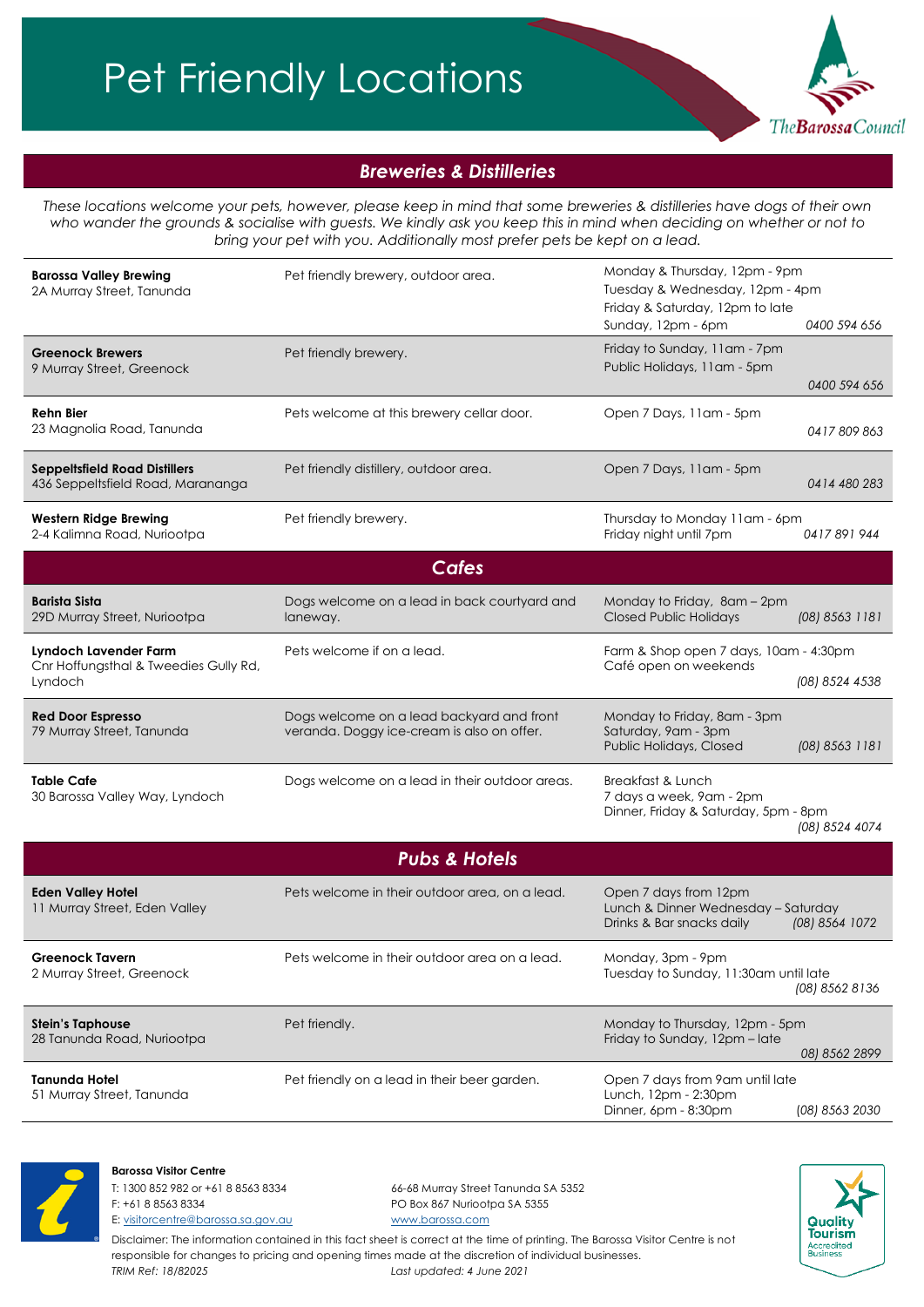# Pet Friendly Locations

## *Breweries & Distilleries*

*These locations welcome your pets, however, please keep in mind that some breweries & distilleries have dogs of their own who wander the grounds & socialise with guests. We kindly ask you keep this in mind when deciding on whether or not to bring your pet with you. Additionally most prefer pets be kept on a lead.*

| Location | Details | Hours | Phone |
|---|---|---|---|
| **Barossa Valley Brewing**<br>2A Murray Street, Tanunda | Pet friendly brewery, outdoor area. | Monday & Thursday, 12pm - 9pm<br>Tuesday & Wednesday, 12pm - 4pm<br>Friday & Saturday, 12pm to late<br>Sunday, 12pm - 6pm | *0400 594 656* |
| **Greenock Brewers**<br>9 Murray Street, Greenock | Pet friendly brewery. | Friday to Sunday, 11am - 7pm<br>Public Holidays, 11am - 5pm | *0400 594 656* |
| **Rehn Bier**<br>23 Magnolia Road, Tanunda | Pets welcome at this brewery cellar door. | Open 7 Days, 11am - 5pm | *0417 809 863* |
| **Seppeltsfield Road Distillers**<br>436 Seppeltsfield Road, Marananga | Pet friendly distillery, outdoor area. | Open 7 Days, 11am - 5pm | *0414 480 283* |
| **Western Ridge Brewing**<br>2-4 Kalimna Road, Nuriootpa | Pet friendly brewery. | Thursday to Monday 11am - 6pm<br>Friday night until 7pm | *0417 891 944* |

## *Cafes*

| Location | Details | Hours | Phone |
|---|---|---|---|
| **Barista Sista**<br>29D Murray Street, Nuriootpa | Dogs welcome on a lead in back courtyard and laneway. | Monday to Friday, 8am – 2pm<br>Closed Public Holidays | *(08) 8563 1181* |
| **Lyndoch Lavender Farm**<br>Cnr Hoffungsthal & Tweedies Gully Rd, Lyndoch | Pets welcome if on a lead. | Farm & Shop open 7 days, 10am - 4:30pm<br>Café open on weekends | *(08) 8524 4538* |
| **Red Door Espresso**<br>79 Murray Street, Tanunda | Dogs welcome on a lead backyard and front veranda. Doggy ice-cream is also on offer. | Monday to Friday, 8am - 3pm<br>Saturday, 9am - 3pm<br>Public Holidays, Closed | *(08) 8563 1181* |
| **Table Cafe**<br>30 Barossa Valley Way, Lyndoch | Dogs welcome on a lead in their outdoor areas. | Breakfast & Lunch<br>7 days a week, 9am - 2pm<br>Dinner, Friday & Saturday, 5pm - 8pm | *(08) 8524 4074* |

## *Pubs & Hotels*

| Location | Details | Hours | Phone |
|---|---|---|---|
| **Eden Valley Hotel**<br>11 Murray Street, Eden Valley | Pets welcome in their outdoor area, on a lead. | Open 7 days from 12pm<br>Lunch & Dinner Wednesday – Saturday<br>Drinks & Bar snacks daily | *(08) 8564 1072* |
| **Greenock Tavern**<br>2 Murray Street, Greenock | Pets welcome in their outdoor area on a lead. | Monday, 3pm - 9pm<br>Tuesday to Sunday, 11:30am until late | *(08) 8562 8136* |
| **Stein's Taphouse**<br>28 Tanunda Road, Nuriootpa | Pet friendly. | Monday to Thursday, 12pm - 5pm<br>Friday to Sunday, 12pm – late | *08) 8562 2899* |
| **Tanunda Hotel**<br>51 Murray Street, Tanunda | Pet friendly on a lead in their beer garden. | Open 7 days from 9am until late<br>Lunch, 12pm - 2:30pm<br>Dinner, 6pm - 8:30pm | *(08) 8563 2030* |

**Barossa Visitor Centre**
T: 1300 852 982 or +61 8 8563 8334
F: +61 8 8563 8334
E: visitorcentre@barossa.sa.gov.au

66-68 Murray Street Tanunda SA 5352
PO Box 867 Nuriootpa SA 5355
www.barossa.com

Disclaimer: The information contained in this fact sheet is correct at the time of printing. The Barossa Visitor Centre is not responsible for changes to pricing and opening times made at the discretion of individual businesses.
*TRIM Ref: 18/82025* *Last updated: 4 June 2021*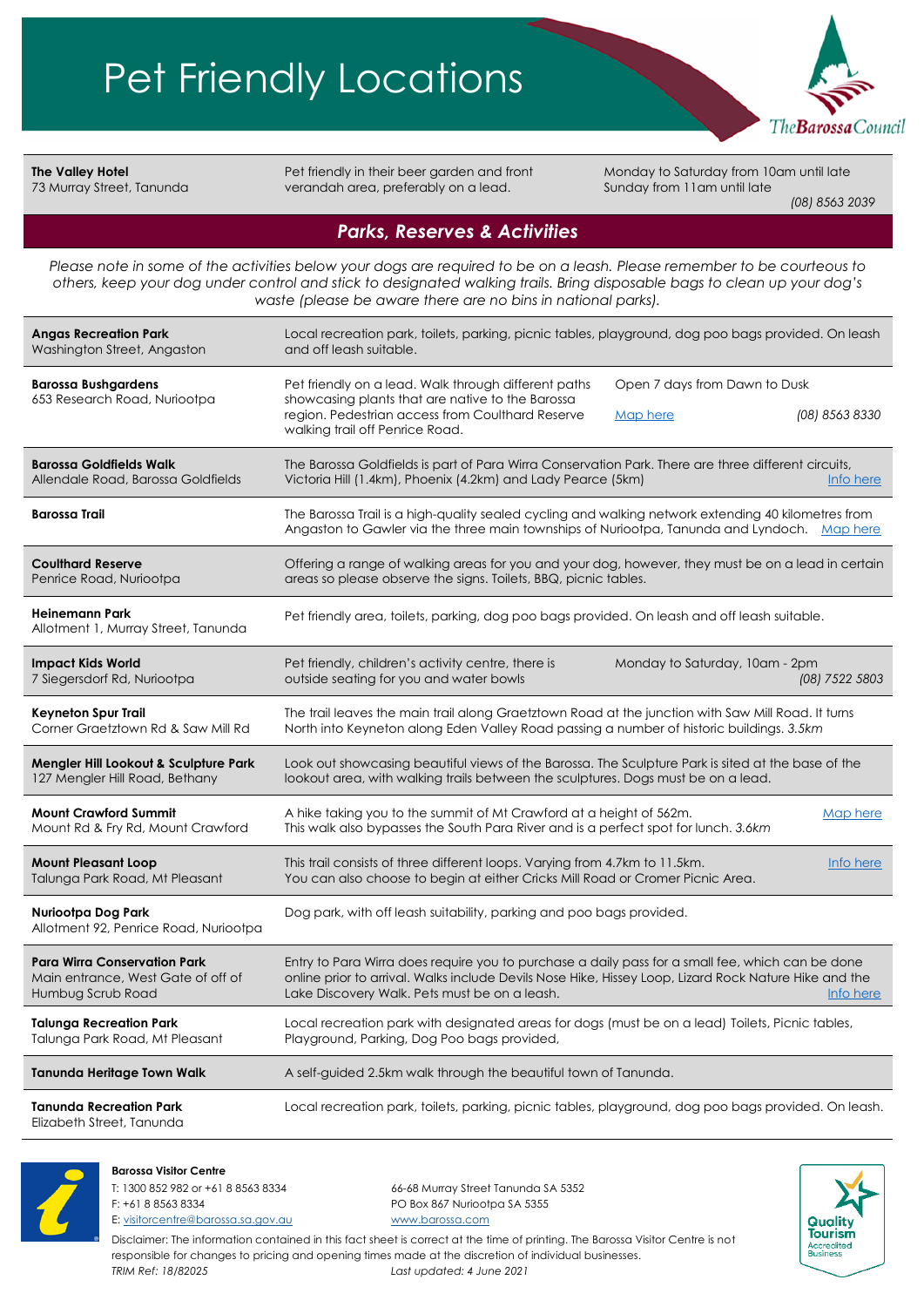# Pet Friendly Locations

| | | |
|---|---|---|
| **The Valley Hotel**<br>73 Murray Street, Tanunda | Pet friendly in their beer garden and front verandah area, preferably on a lead. | Monday to Saturday from 10am until late<br>Sunday from 11am until late<br>*(08) 8563 2039* |

## *Parks, Reserves & Activities*

*Please note in some of the activities below your dogs are required to be on a leash. Please remember to be courteous to others, keep your dog under control and stick to designated walking trails. Bring disposable bags to clean up your dog's waste (please be aware there are no bins in national parks).*

| Location | Details |
|---|---|
| **Angas Recreation Park**<br>Washington Street, Angaston | Local recreation park, toilets, parking, picnic tables, playground, dog poo bags provided. On leash and off leash suitable. |
| **Barossa Bushgardens**<br>653 Research Road, Nuriootpa | Pet friendly on a lead. Walk through different paths showcasing plants that are native to the Barossa region. Pedestrian access from Coulthard Reserve walking trail off Penrice Road. Open 7 days from Dawn to Dusk. Map here. *(08) 8563 8330* |
| **Barossa Goldfields Walk**<br>Allendale Road, Barossa Goldfields | The Barossa Goldfields is part of Para Wirra Conservation Park. There are three different circuits, Victoria Hill (1.4km), Phoenix (4.2km) and Lady Pearce (5km). Info here |
| **Barossa Trail** | The Barossa Trail is a high-quality sealed cycling and walking network extending 40 kilometres from Angaston to Gawler via the three main townships of Nuriootpa, Tanunda and Lyndoch. Map here |
| **Coulthard Reserve**<br>Penrice Road, Nuriootpa | Offering a range of walking areas for you and your dog, however, they must be on a lead in certain areas so please observe the signs. Toilets, BBQ, picnic tables. |
| **Heinemann Park**<br>Allotment 1, Murray Street, Tanunda | Pet friendly area, toilets, parking, dog poo bags provided. On leash and off leash suitable. |
| **Impact Kids World**<br>7 Siegersdorf Rd, Nuriootpa | Pet friendly, children's activity centre, there is outside seating for you and water bowls. Monday to Saturday, 10am - 2pm. *(08) 7522 5803* |
| **Keyneton Spur Trail**<br>Corner Graetztown Rd & Saw Mill Rd | The trail leaves the main trail along Graetztown Road at the junction with Saw Mill Road. It turns North into Keyneton along Eden Valley Road passing a number of historic buildings. *3.5km* |
| **Mengler Hill Lookout & Sculpture Park**<br>127 Mengler Hill Road, Bethany | Look out showcasing beautiful views of the Barossa. The Sculpture Park is sited at the base of the lookout area, with walking trails between the sculptures. Dogs must be on a lead. |
| **Mount Crawford Summit**<br>Mount Rd & Fry Rd, Mount Crawford | A hike taking you to the summit of Mt Crawford at a height of 562m. This walk also bypasses the South Para River and is a perfect spot for lunch. *3.6km* Map here |
| **Mount Pleasant Loop**<br>Talunga Park Road, Mt Pleasant | This trail consists of three different loops. Varying from 4.7km to 11.5km. You can also choose to begin at either Cricks Mill Road or Cromer Picnic Area. Info here |
| **Nuriootpa Dog Park**<br>Allotment 92, Penrice Road, Nuriootpa | Dog park, with off leash suitability, parking and poo bags provided. |
| **Para Wirra Conservation Park**<br>Main entrance, West Gate of off of Humbug Scrub Road | Entry to Para Wirra does require you to purchase a daily pass for a small fee, which can be done online prior to arrival. Walks include Devils Nose Hike, Hissey Loop, Lizard Rock Nature Hike and the Lake Discovery Walk. Pets must be on a leash. Info here |
| **Talunga Recreation Park**<br>Talunga Park Road, Mt Pleasant | Local recreation park with designated areas for dogs (must be on a lead) Toilets, Picnic tables, Playground, Parking, Dog Poo bags provided, |
| **Tanunda Heritage Town Walk** | A self-guided 2.5km walk through the beautiful town of Tanunda. |
| **Tanunda Recreation Park**<br>Elizabeth Street, Tanunda | Local recreation park, toilets, parking, picnic tables, playground, dog poo bags provided. On leash. |

**Barossa Visitor Centre**
T: 1300 852 982 or +61 8 8563 8334
F: +61 8 8563 8334
E: visitorcentre@barossa.sa.gov.au

66-68 Murray Street Tanunda SA 5352
PO Box 867 Nuriootpa SA 5355
www.barossa.com

Disclaimer: The information contained in this fact sheet is correct at the time of printing. The Barossa Visitor Centre is not responsible for changes to pricing and opening times made at the discretion of individual businesses.

*TRIM Ref: 18/82025* *Last updated: 4 June 2021*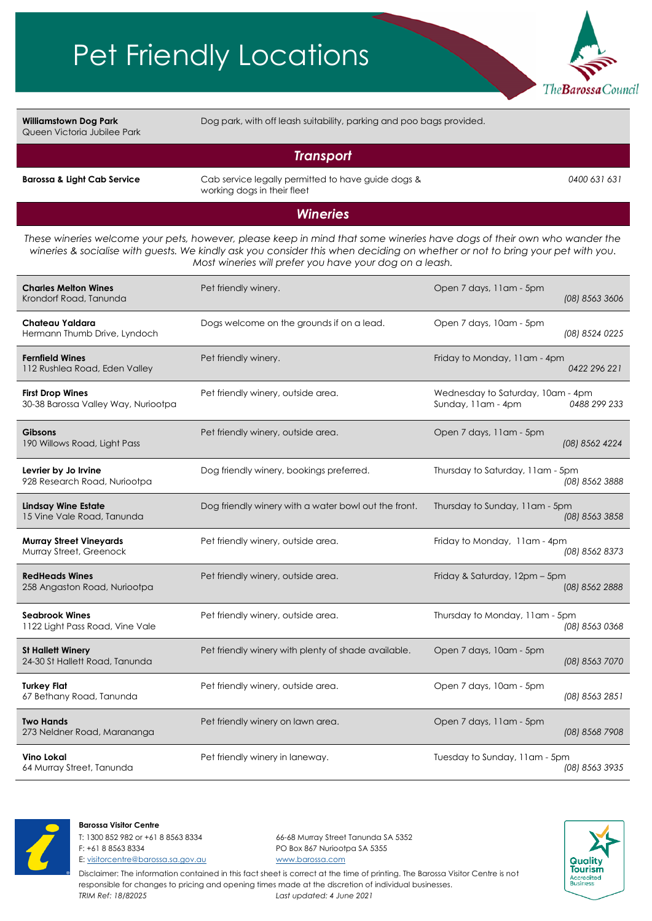# Pet Friendly Locations

The Barossa Council

| | | |
|---|---|---|
| **Williamstown Dog Park**<br>Queen Victoria Jubilee Park | Dog park, with off leash suitability, parking and poo bags provided. | |

## Transport

| | | |
|---|---|---|
| **Barossa & Light Cab Service** | Cab service legally permitted to have guide dogs & working dogs in their fleet | *0400 631 631* |

## Wineries

*These wineries welcome your pets, however, please keep in mind that some wineries have dogs of their own who wander the wineries & socialise with guests. We kindly ask you consider this when deciding on whether or not to bring your pet with you. Most wineries will prefer you have your dog on a leash.*

| | | | |
|---|---|---|---|
| **Charles Melton Wines**<br>Krondorf Road, Tanunda | Pet friendly winery. | Open 7 days, 11am - 5pm | *(08) 8563 3606* |
| **Chateau Yaldara**<br>Hermann Thumb Drive, Lyndoch | Dogs welcome on the grounds if on a lead. | Open 7 days, 10am - 5pm | *(08) 8524 0225* |
| **Fernfield Wines**<br>112 Rushlea Road, Eden Valley | Pet friendly winery. | Friday to Monday, 11am - 4pm | *0422 296 221* |
| **First Drop Wines**<br>30-38 Barossa Valley Way, Nuriootpa | Pet friendly winery, outside area. | Wednesday to Saturday, 10am - 4pm<br>Sunday, 11am - 4pm | *0488 299 233* |
| **Gibsons**<br>190 Willows Road, Light Pass | Pet friendly winery, outside area. | Open 7 days, 11am - 5pm | *(08) 8562 4224* |
| **Levrier by Jo Irvine**<br>928 Research Road, Nuriootpa | Dog friendly winery, bookings preferred. | Thursday to Saturday, 11am - 5pm | *(08) 8562 3888* |
| **Lindsay Wine Estate**<br>15 Vine Vale Road, Tanunda | Dog friendly winery with a water bowl out the front. | Thursday to Sunday, 11am - 5pm | *(08) 8563 3858* |
| **Murray Street Vineyards**<br>Murray Street, Greenock | Pet friendly winery, outside area. | Friday to Monday, 11am - 4pm | *(08) 8562 8373* |
| **RedHeads Wines**<br>258 Angaston Road, Nuriootpa | Pet friendly winery, outside area. | Friday & Saturday, 12pm – 5pm | *(08) 8562 2888* |
| **Seabrook Wines**<br>1122 Light Pass Road, Vine Vale | Pet friendly winery, outside area. | Thursday to Monday, 11am - 5pm | *(08) 8563 0368* |
| **St Hallett Winery**<br>24-30 St Hallett Road, Tanunda | Pet friendly winery with plenty of shade available. | Open 7 days, 10am - 5pm | *(08) 8563 7070* |
| **Turkey Flat**<br>67 Bethany Road, Tanunda | Pet friendly winery, outside area. | Open 7 days, 10am - 5pm | *(08) 8563 2851* |
| **Two Hands**<br>273 Neldner Road, Marananga | Pet friendly winery on lawn area. | Open 7 days, 11am - 5pm | *(08) 8568 7908* |
| **Vino Lokal**<br>64 Murray Street, Tanunda | Pet friendly winery in laneway. | Tuesday to Sunday, 11am - 5pm | *(08) 8563 3935* |

**Barossa Visitor Centre**
T: 1300 852 982 or +61 8 8563 8334
F: +61 8 8563 8334
E: visitorcentre@barossa.sa.gov.au

66-68 Murray Street Tanunda SA 5352
PO Box 867 Nuriootpa SA 5355
www.barossa.com

Disclaimer: The information contained in this fact sheet is correct at the time of printing. The Barossa Visitor Centre is not responsible for changes to pricing and opening times made at the discretion of individual businesses.
*TRIM Ref: 18/82025* *Last updated: 4 June 2021*

Quality Tourism Accredited Business